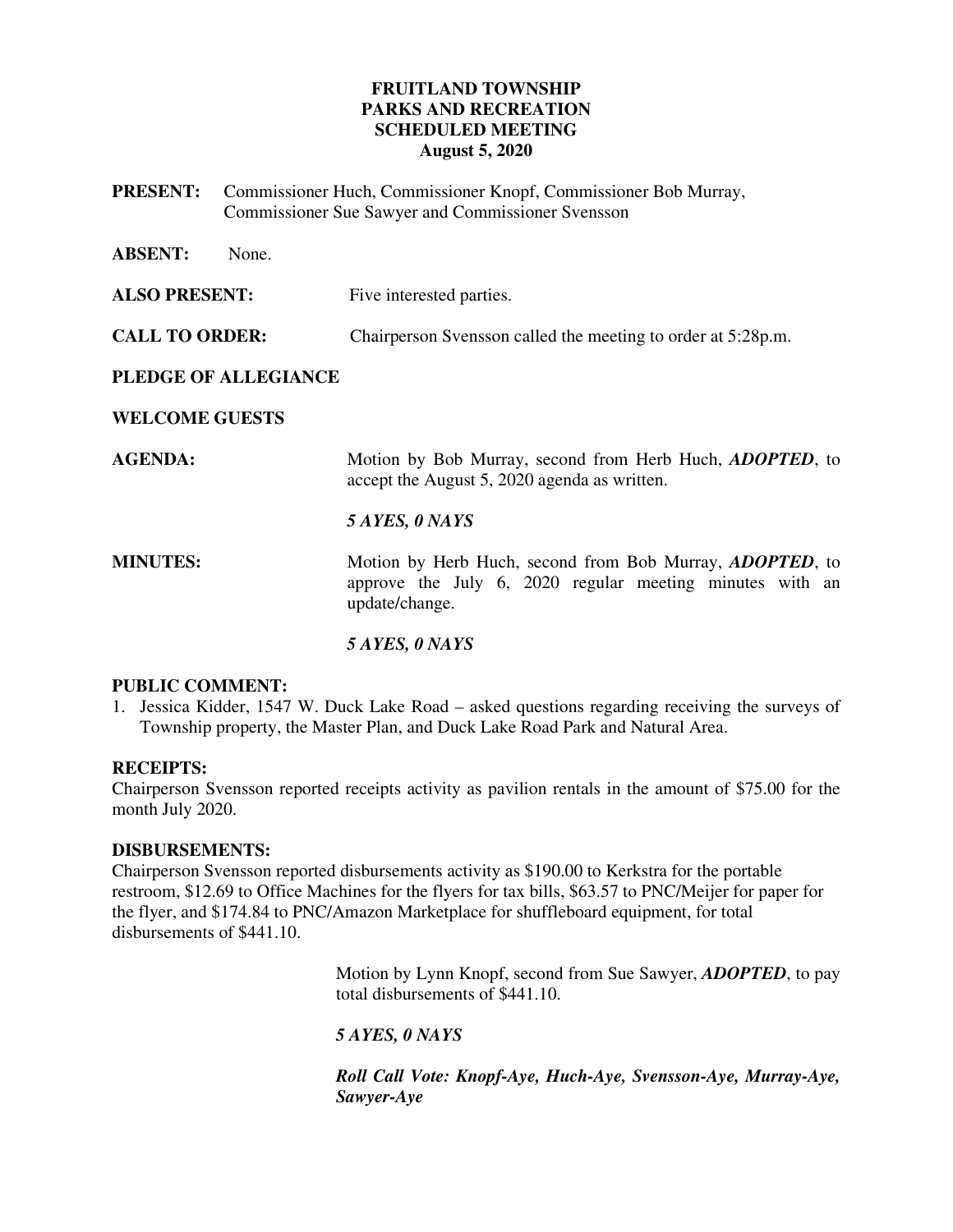**FRUITLAND TOWNSHIP**
**PARKS AND RECREATION**
**SCHEDULED MEETING**
**August 5, 2020**

**PRESENT:** Commissioner Huch, Commissioner Knopf, Commissioner Bob Murray, Commissioner Sue Sawyer and Commissioner Svensson

**ABSENT:** None.

**ALSO PRESENT:** Five interested parties.

**CALL TO ORDER:** Chairperson Svensson called the meeting to order at 5:28p.m.

**PLEDGE OF ALLEGIANCE**

**WELCOME GUESTS**

**AGENDA:** Motion by Bob Murray, second from Herb Huch, ***ADOPTED***, to accept the August 5, 2020 agenda as written.

***5 AYES, 0 NAYS***

**MINUTES:** Motion by Herb Huch, second from Bob Murray, ***ADOPTED***, to approve the July 6, 2020 regular meeting minutes with an update/change.

***5 AYES, 0 NAYS***

**PUBLIC COMMENT:**

1. Jessica Kidder, 1547 W. Duck Lake Road – asked questions regarding receiving the surveys of Township property, the Master Plan, and Duck Lake Road Park and Natural Area.

**RECEIPTS:**
Chairperson Svensson reported receipts activity as pavilion rentals in the amount of $75.00 for the month July 2020.

**DISBURSEMENTS:**
Chairperson Svensson reported disbursements activity as $190.00 to Kerkstra for the portable restroom, $12.69 to Office Machines for the flyers for tax bills, $63.57 to PNC/Meijer for paper for the flyer, and $174.84 to PNC/Amazon Marketplace for shuffleboard equipment, for total disbursements of $441.10.

Motion by Lynn Knopf, second from Sue Sawyer, ***ADOPTED***, to pay total disbursements of $441.10.

***5 AYES, 0 NAYS***

***Roll Call Vote: Knopf-Aye, Huch-Aye, Svensson-Aye, Murray-Aye, Sawyer-Aye***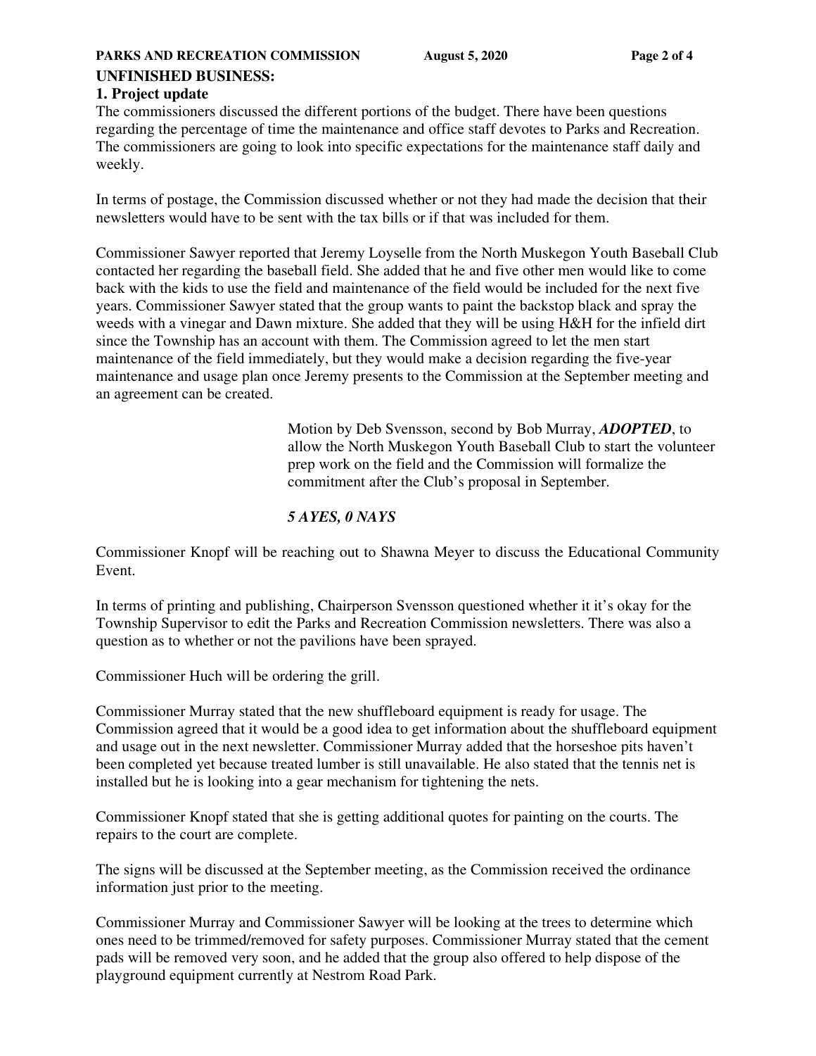## UNFINISHED BUSINESS:

### 1. Project update

The commissioners discussed the different portions of the budget. There have been questions regarding the percentage of time the maintenance and office staff devotes to Parks and Recreation. The commissioners are going to look into specific expectations for the maintenance staff daily and weekly.

In terms of postage, the Commission discussed whether or not they had made the decision that their newsletters would have to be sent with the tax bills or if that was included for them.

Commissioner Sawyer reported that Jeremy Loyselle from the North Muskegon Youth Baseball Club contacted her regarding the baseball field. She added that he and five other men would like to come back with the kids to use the field and maintenance of the field would be included for the next five years. Commissioner Sawyer stated that the group wants to paint the backstop black and spray the weeds with a vinegar and Dawn mixture. She added that they will be using H&H for the infield dirt since the Township has an account with them. The Commission agreed to let the men start maintenance of the field immediately, but they would make a decision regarding the five-year maintenance and usage plan once Jeremy presents to the Commission at the September meeting and an agreement can be created.

> Motion by Deb Svensson, second by Bob Murray, ***ADOPTED***, to allow the North Muskegon Youth Baseball Club to start the volunteer prep work on the field and the Commission will formalize the commitment after the Club's proposal in September.
>
> ***5 AYES, 0 NAYS***

Commissioner Knopf will be reaching out to Shawna Meyer to discuss the Educational Community Event.

In terms of printing and publishing, Chairperson Svensson questioned whether it it's okay for the Township Supervisor to edit the Parks and Recreation Commission newsletters. There was also a question as to whether or not the pavilions have been sprayed.

Commissioner Huch will be ordering the grill.

Commissioner Murray stated that the new shuffleboard equipment is ready for usage. The Commission agreed that it would be a good idea to get information about the shuffleboard equipment and usage out in the next newsletter. Commissioner Murray added that the horseshoe pits haven't been completed yet because treated lumber is still unavailable. He also stated that the tennis net is installed but he is looking into a gear mechanism for tightening the nets.

Commissioner Knopf stated that she is getting additional quotes for painting on the courts. The repairs to the court are complete.

The signs will be discussed at the September meeting, as the Commission received the ordinance information just prior to the meeting.

Commissioner Murray and Commissioner Sawyer will be looking at the trees to determine which ones need to be trimmed/removed for safety purposes. Commissioner Murray stated that the cement pads will be removed very soon, and he added that the group also offered to help dispose of the playground equipment currently at Nestrom Road Park.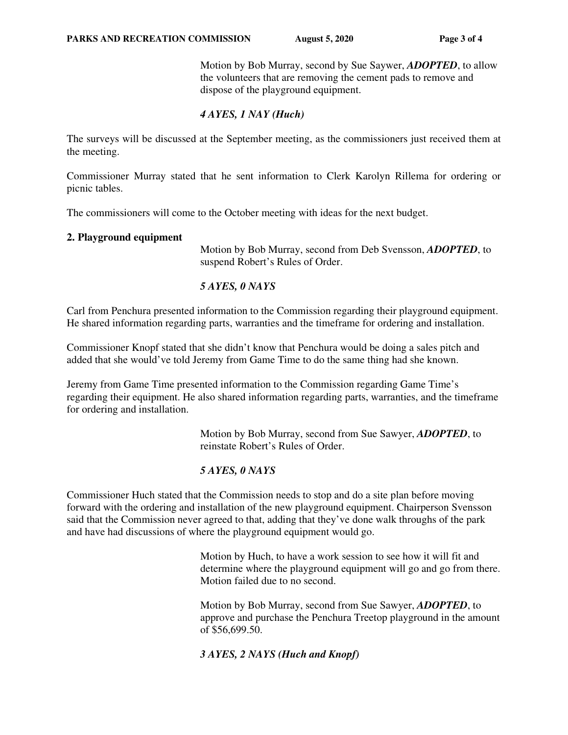Motion by Bob Murray, second by Sue Saywer, ***ADOPTED***, to allow the volunteers that are removing the cement pads to remove and dispose of the playground equipment.

***4 AYES, 1 NAY (Huch)***

The surveys will be discussed at the September meeting, as the commissioners just received them at the meeting.

Commissioner Murray stated that he sent information to Clerk Karolyn Rillema for ordering or picnic tables.

The commissioners will come to the October meeting with ideas for the next budget.

**2. Playground equipment**

Motion by Bob Murray, second from Deb Svensson, ***ADOPTED***, to suspend Robert's Rules of Order.

***5 AYES, 0 NAYS***

Carl from Penchura presented information to the Commission regarding their playground equipment. He shared information regarding parts, warranties and the timeframe for ordering and installation.

Commissioner Knopf stated that she didn't know that Penchura would be doing a sales pitch and added that she would've told Jeremy from Game Time to do the same thing had she known.

Jeremy from Game Time presented information to the Commission regarding Game Time's regarding their equipment. He also shared information regarding parts, warranties, and the timeframe for ordering and installation.

Motion by Bob Murray, second from Sue Sawyer, ***ADOPTED***, to reinstate Robert's Rules of Order.

***5 AYES, 0 NAYS***

Commissioner Huch stated that the Commission needs to stop and do a site plan before moving forward with the ordering and installation of the new playground equipment. Chairperson Svensson said that the Commission never agreed to that, adding that they've done walk throughs of the park and have had discussions of where the playground equipment would go.

Motion by Huch, to have a work session to see how it will fit and determine where the playground equipment will go and go from there. Motion failed due to no second.

Motion by Bob Murray, second from Sue Sawyer, ***ADOPTED***, to approve and purchase the Penchura Treetop playground in the amount of $56,699.50.

***3 AYES, 2 NAYS (Huch and Knopf)***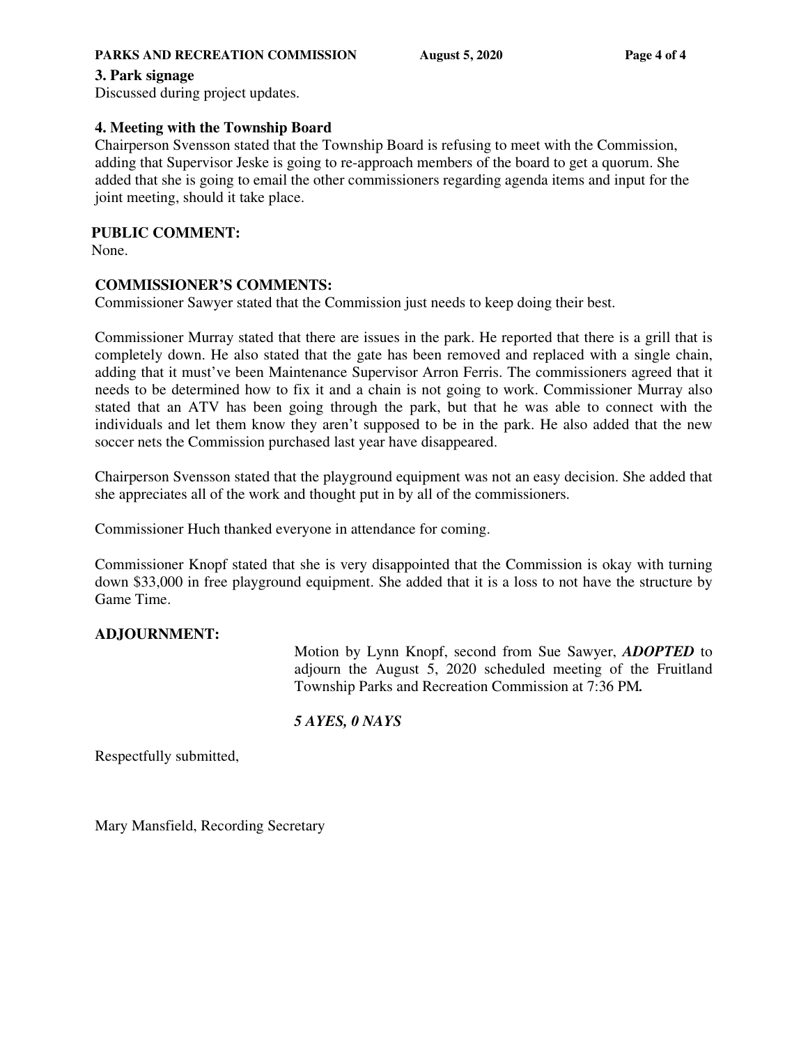**3. Park signage**

Discussed during project updates.

**4. Meeting with the Township Board**

Chairperson Svensson stated that the Township Board is refusing to meet with the Commission, adding that Supervisor Jeske is going to re-approach members of the board to get a quorum. She added that she is going to email the other commissioners regarding agenda items and input for the joint meeting, should it take place.

**PUBLIC COMMENT:**

None.

**COMMISSIONER'S COMMENTS:**

Commissioner Sawyer stated that the Commission just needs to keep doing their best.

Commissioner Murray stated that there are issues in the park. He reported that there is a grill that is completely down. He also stated that the gate has been removed and replaced with a single chain, adding that it must've been Maintenance Supervisor Arron Ferris. The commissioners agreed that it needs to be determined how to fix it and a chain is not going to work. Commissioner Murray also stated that an ATV has been going through the park, but that he was able to connect with the individuals and let them know they aren't supposed to be in the park. He also added that the new soccer nets the Commission purchased last year have disappeared.

Chairperson Svensson stated that the playground equipment was not an easy decision. She added that she appreciates all of the work and thought put in by all of the commissioners.

Commissioner Huch thanked everyone in attendance for coming.

Commissioner Knopf stated that she is very disappointed that the Commission is okay with turning down $33,000 in free playground equipment. She added that it is a loss to not have the structure by Game Time.

**ADJOURNMENT:**

Motion by Lynn Knopf, second from Sue Sawyer, ***ADOPTED*** to adjourn the August 5, 2020 scheduled meeting of the Fruitland Township Parks and Recreation Commission at 7:36 PM**.**

***5 AYES, 0 NAYS***

Respectfully submitted,

Mary Mansfield, Recording Secretary